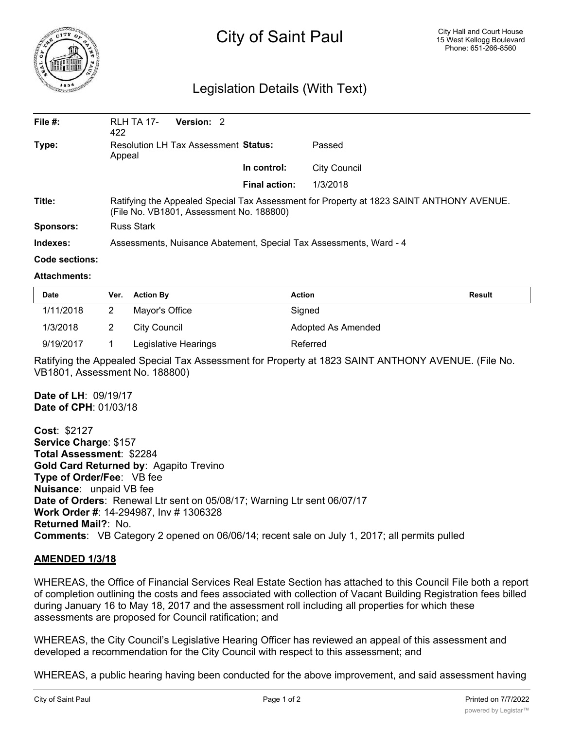# City of Saint Paul

City Hall and Court House
15 West Kellogg Boulevard
Phone: 651-266-8560

## Legislation Details (With Text)

| | | | |
|---|---|---|---|
| **File #:** | RLH TA 17-422 **Version:** 2 | | |
| **Type:** | Resolution LH Tax Assessment Appeal | **Status:** | Passed |
| | | **In control:** | City Council |
| | | **Final action:** | 1/3/2018 |
| **Title:** | Ratifying the Appealed Special Tax Assessment for Property at 1823 SAINT ANTHONY AVENUE. (File No. VB1801, Assessment No. 188800) | | |
| **Sponsors:** | Russ Stark | | |
| **Indexes:** | Assessments, Nuisance Abatement, Special Tax Assessments, Ward - 4 | | |
| **Code sections:** | | | |

**Attachments:**

| Date | Ver. | Action By | Action | Result |
|---|---|---|---|---|
| 1/11/2018 | 2 | Mayor's Office | Signed | |
| 1/3/2018 | 2 | City Council | Adopted As Amended | |
| 9/19/2017 | 1 | Legislative Hearings | Referred | |

Ratifying the Appealed Special Tax Assessment for Property at 1823 SAINT ANTHONY AVENUE. (File No. VB1801, Assessment No. 188800)

**Date of LH**: 09/19/17
**Date of CPH**: 01/03/18

**Cost**: $2127
**Service Charge**: $157
**Total Assessment**: $2284
**Gold Card Returned by**: Agapito Trevino
**Type of Order/Fee**: VB fee
**Nuisance**: unpaid VB fee
**Date of Orders**: Renewal Ltr sent on 05/08/17; Warning Ltr sent 06/07/17
**Work Order #**: 14-294987, Inv # 1306328
**Returned Mail?**: No.
**Comments**: VB Category 2 opened on 06/06/14; recent sale on July 1, 2017; all permits pulled

**AMENDED 1/3/18**

WHEREAS, the Office of Financial Services Real Estate Section has attached to this Council File both a report of completion outlining the costs and fees associated with collection of Vacant Building Registration fees billed during January 16 to May 18, 2017 and the assessment roll including all properties for which these assessments are proposed for Council ratification; and

WHEREAS, the City Council's Legislative Hearing Officer has reviewed an appeal of this assessment and developed a recommendation for the City Council with respect to this assessment; and

WHEREAS, a public hearing having been conducted for the above improvement, and said assessment having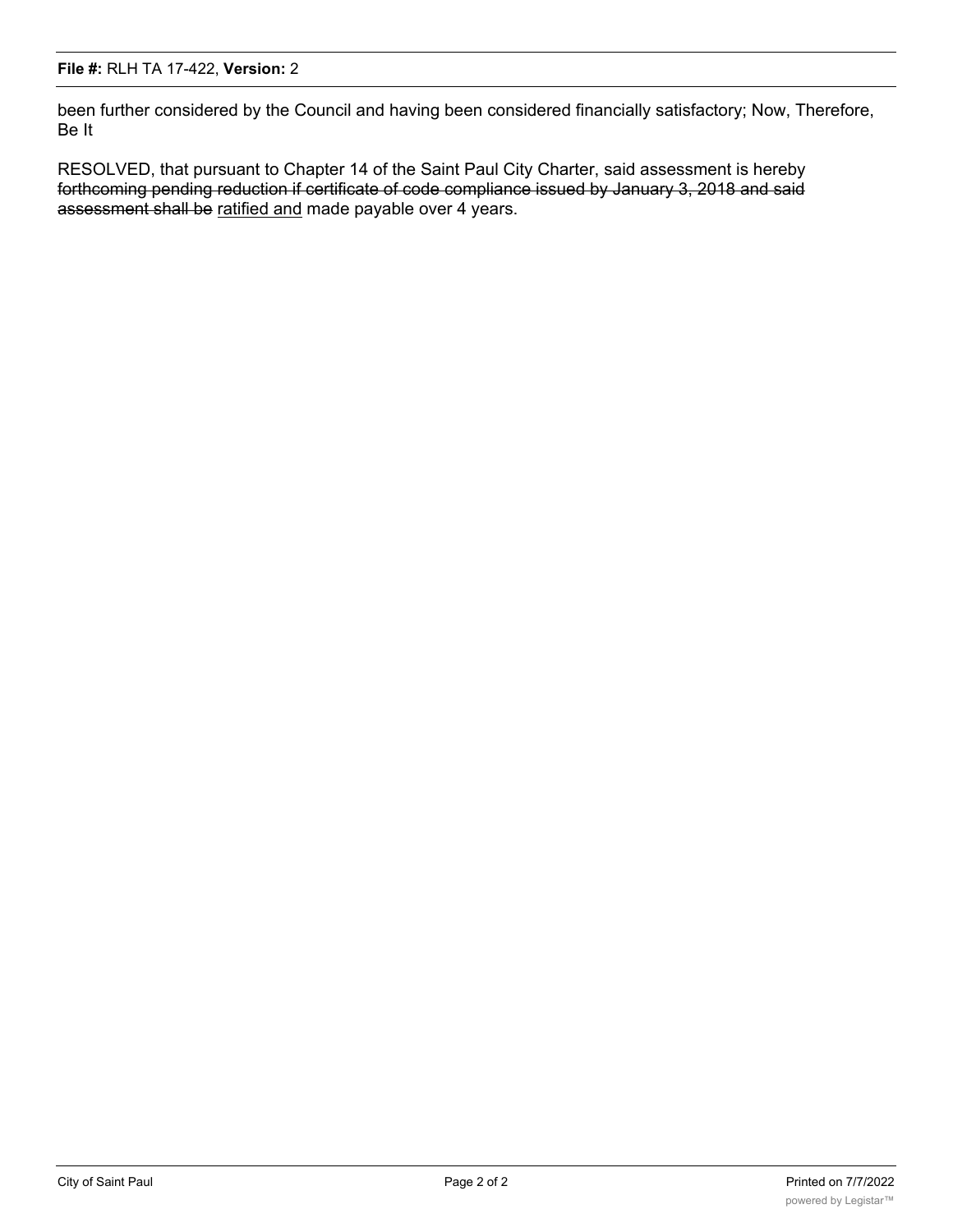been further considered by the Council and having been considered financially satisfactory; Now, Therefore, Be It

RESOLVED, that pursuant to Chapter 14 of the Saint Paul City Charter, said assessment is hereby ~~forthcoming pending reduction if certificate of code compliance issued by January 3, 2018 and said assessment shall be~~ <u>ratified and</u> made payable over 4 years.